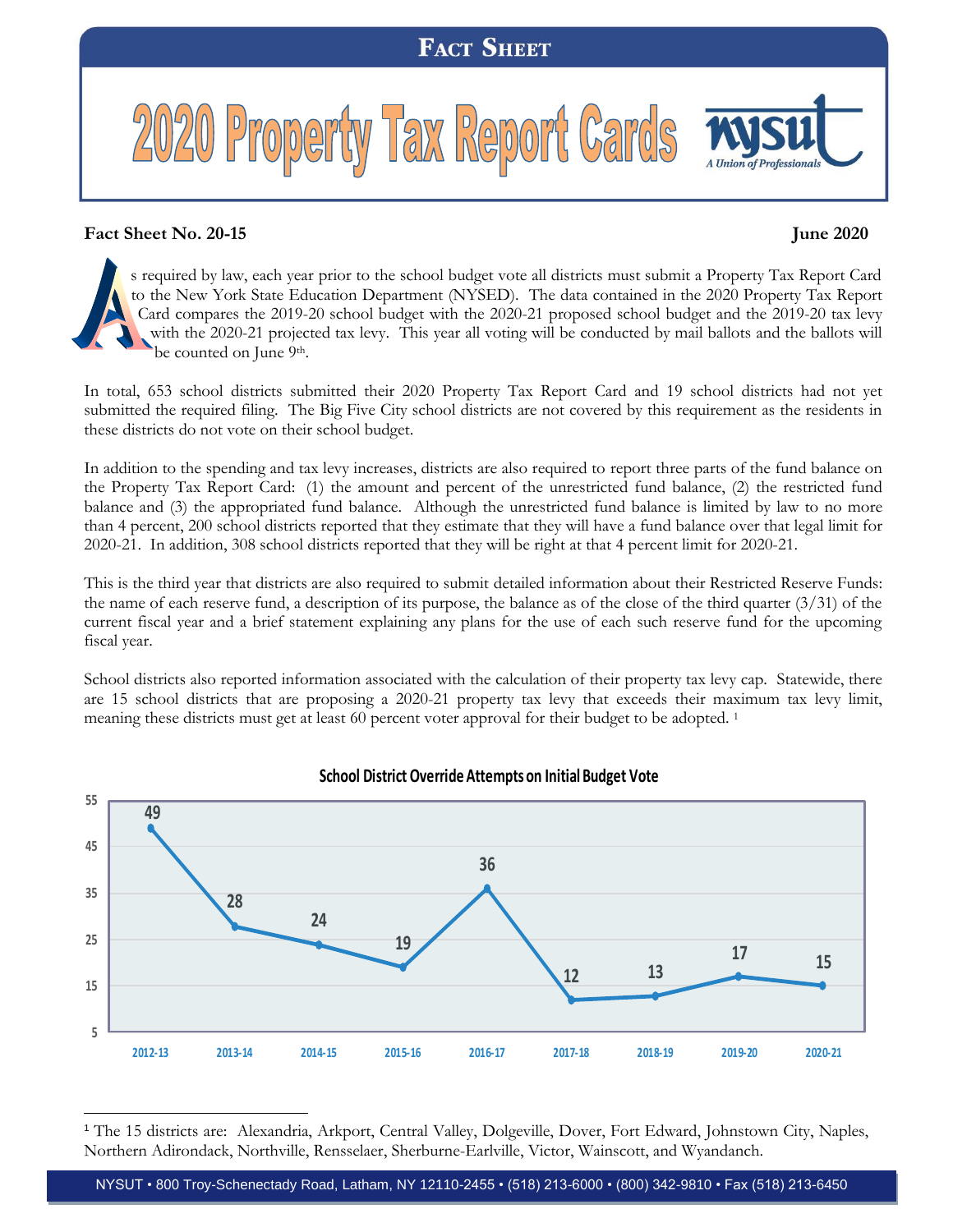# Fact Sheet

# 2020 Property Tax Report Cards

**Fact Sheet No. 20-15** **June 2020**

As required by law, each year prior to the school budget vote all districts must submit a Property Tax Report Card to the New York State Education Department (NYSED). The data contained in the 2020 Property Tax Report Card compares the 2019-20 school budget with the 2020-21 proposed school budget and the 2019-20 tax levy with the 2020-21 projected tax levy. This year all voting will be conducted by mail ballots and the ballots will be counted on June 9th.

In total, 653 school districts submitted their 2020 Property Tax Report Card and 19 school districts had not yet submitted the required filing. The Big Five City school districts are not covered by this requirement as the residents in these districts do not vote on their school budget.

In addition to the spending and tax levy increases, districts are also required to report three parts of the fund balance on the Property Tax Report Card: (1) the amount and percent of the unrestricted fund balance, (2) the restricted fund balance and (3) the appropriated fund balance. Although the unrestricted fund balance is limited by law to no more than 4 percent, 200 school districts reported that they estimate that they will have a fund balance over that legal limit for 2020-21. In addition, 308 school districts reported that they will be right at that 4 percent limit for 2020-21.

This is the third year that districts are also required to submit detailed information about their Restricted Reserve Funds: the name of each reserve fund, a description of its purpose, the balance as of the close of the third quarter (3/31) of the current fiscal year and a brief statement explaining any plans for the use of each such reserve fund for the upcoming fiscal year.

School districts also reported information associated with the calculation of their property tax levy cap. Statewide, there are 15 school districts that are proposing a 2020-21 property tax levy that exceeds their maximum tax levy limit, meaning these districts must get at least 60 percent voter approval for their budget to be adopted. [1]

**School District Override Attempts on Initial Budget Vote**

| Year | Override Attempts |
|---|---|
| 2012-13 | 49 |
| 2013-14 | 28 |
| 2014-15 | 24 |
| 2015-16 | 19 |
| 2016-17 | 36 |
| 2017-18 | 12 |
| 2018-19 | 13 |
| 2019-20 | 17 |
| 2020-21 | 15 |

[1] The 15 districts are: Alexandria, Arkport, Central Valley, Dolgeville, Dover, Fort Edward, Johnstown City, Naples, Northern Adirondack, Northville, Rensselaer, Sherburne-Earlville, Victor, Wainscott, and Wyandanch.

NYSUT • 800 Troy-Schenectady Road, Latham, NY 12110-2455 • (518) 213-6000 • (800) 342-9810 • Fax (518) 213-6450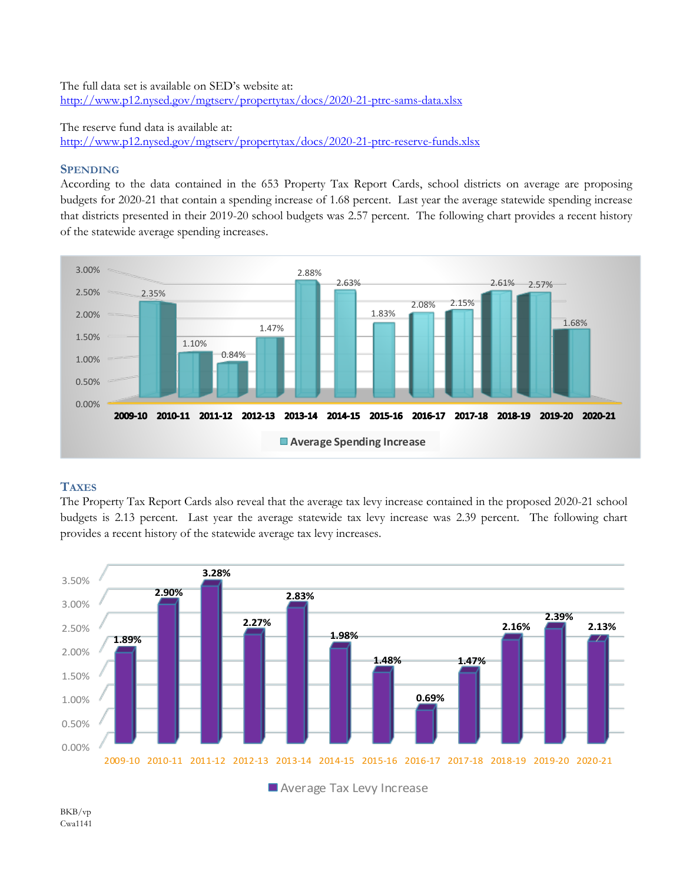The full data set is available on SED's website at:
http://www.p12.nysed.gov/mgtserv/propertytax/docs/2020-21-ptrc-sams-data.xlsx

The reserve fund data is available at:
http://www.p12.nysed.gov/mgtserv/propertytax/docs/2020-21-ptrc-reserve-funds.xlsx

## Spending

According to the data contained in the 653 Property Tax Report Cards, school districts on average are proposing budgets for 2020-21 that contain a spending increase of 1.68 percent. Last year the average statewide spending increase that districts presented in their 2019-20 school budgets was 2.57 percent. The following chart provides a recent history of the statewide average spending increases.

3.00%
2.50%
2.00%
1.50%
1.00%
0.50%
0.00%

2.35%
1.10%
0.84%
1.47%
2.88%
2.63%
1.83%
2.08%
2.15%
2.61%
2.57%
1.68%

2009-10 2010-11 2011-12 2012-13 2013-14 2014-15 2015-16 2016-17 2017-18 2018-19 2019-20 2020-21

Average Spending Increase

## Taxes

The Property Tax Report Cards also reveal that the average tax levy increase contained in the proposed 2020-21 school budgets is 2.13 percent. Last year the average statewide tax levy increase was 2.39 percent. The following chart provides a recent history of the statewide average tax levy increases.

3.50%
3.00%
2.50%
2.00%
1.50%
1.00%
0.50%
0.00%

1.89%
2.90%
3.28%
2.27%
2.83%
1.98%
1.48%
0.69%
1.47%
2.16%
2.39%
2.13%

2009-10 2010-11 2011-12 2012-13 2013-14 2014-15 2015-16 2016-17 2017-18 2018-19 2019-20 2020-21

Average Tax Levy Increase

BKB/vp
Cwa1141